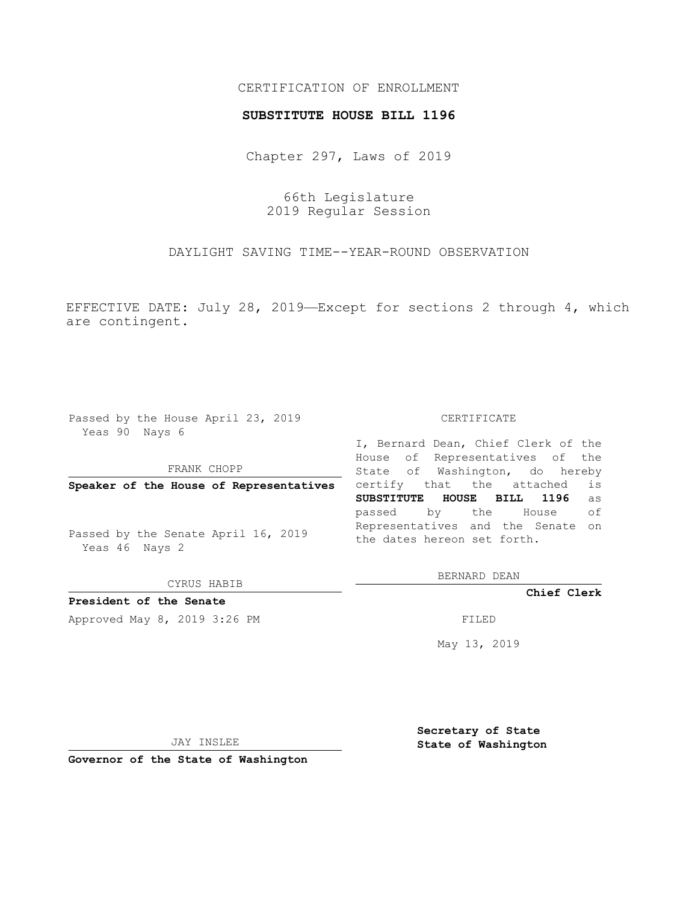CERTIFICATION OF ENROLLMENT

**SUBSTITUTE HOUSE BILL 1196**

Chapter 297, Laws of 2019

66th Legislature
2019 Regular Session

DAYLIGHT SAVING TIME--YEAR-ROUND OBSERVATION

EFFECTIVE DATE: July 28, 2019—Except for sections 2 through 4, which are contingent.

Passed by the House April 23, 2019
Yeas 90 Nays 6

FRANK CHOPP

**Speaker of the House of Representatives**

Passed by the Senate April 16, 2019
Yeas 46 Nays 2

CYRUS HABIB

**President of the Senate**

Approved May 8, 2019 3:26 PM

JAY INSLEE

**Governor of the State of Washington**

CERTIFICATE

I, Bernard Dean, Chief Clerk of the House of Representatives of the State of Washington, do hereby certify that the attached is **SUBSTITUTE HOUSE BILL 1196** as passed by the House of Representatives and the Senate on the dates hereon set forth.

BERNARD DEAN

**Chief Clerk**

FILED

May 13, 2019

**Secretary of State**
**State of Washington**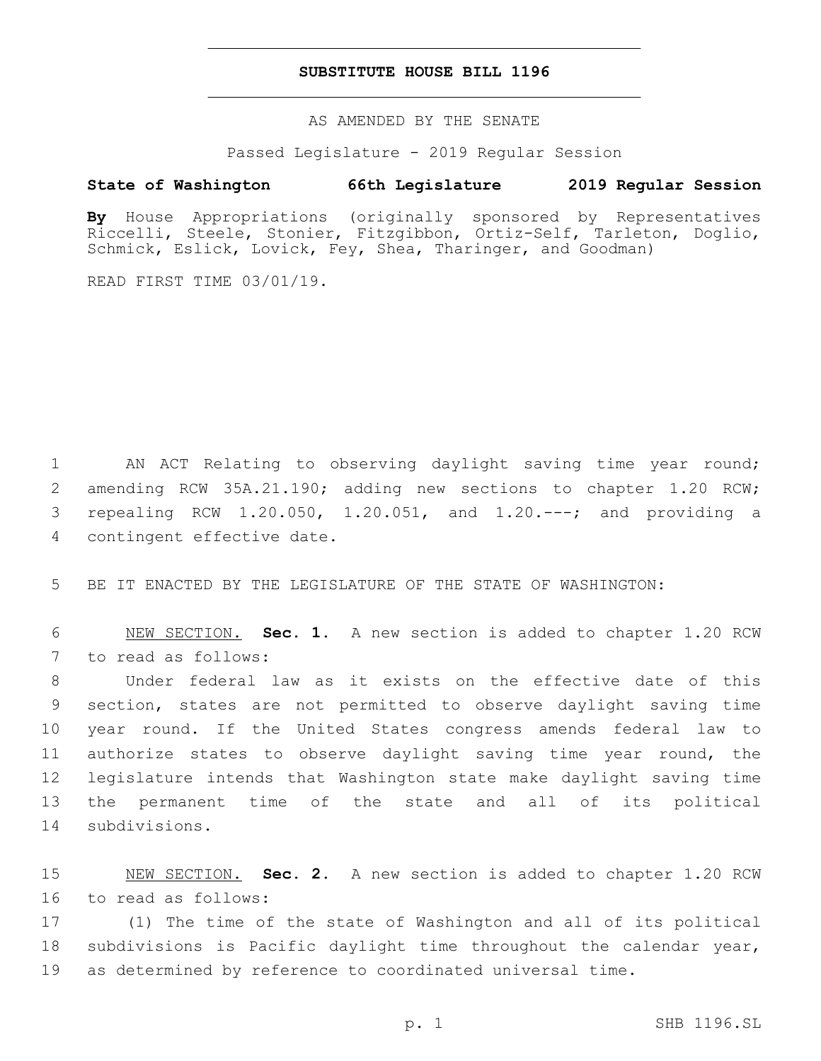**SUBSTITUTE HOUSE BILL 1196**

AS AMENDED BY THE SENATE

Passed Legislature - 2019 Regular Session

**State of Washington 66th Legislature 2019 Regular Session**

**By** House Appropriations (originally sponsored by Representatives Riccelli, Steele, Stonier, Fitzgibbon, Ortiz-Self, Tarleton, Doglio, Schmick, Eslick, Lovick, Fey, Shea, Tharinger, and Goodman)

READ FIRST TIME 03/01/19.

AN ACT Relating to observing daylight saving time year round; amending RCW 35A.21.190; adding new sections to chapter 1.20 RCW; repealing RCW 1.20.050, 1.20.051, and 1.20.---; and providing a contingent effective date.

BE IT ENACTED BY THE LEGISLATURE OF THE STATE OF WASHINGTON:

NEW SECTION. **Sec. 1.** A new section is added to chapter 1.20 RCW to read as follows:

Under federal law as it exists on the effective date of this section, states are not permitted to observe daylight saving time year round. If the United States congress amends federal law to authorize states to observe daylight saving time year round, the legislature intends that Washington state make daylight saving time the permanent time of the state and all of its political subdivisions.

NEW SECTION. **Sec. 2.** A new section is added to chapter 1.20 RCW to read as follows:

(1) The time of the state of Washington and all of its political subdivisions is Pacific daylight time throughout the calendar year, as determined by reference to coordinated universal time.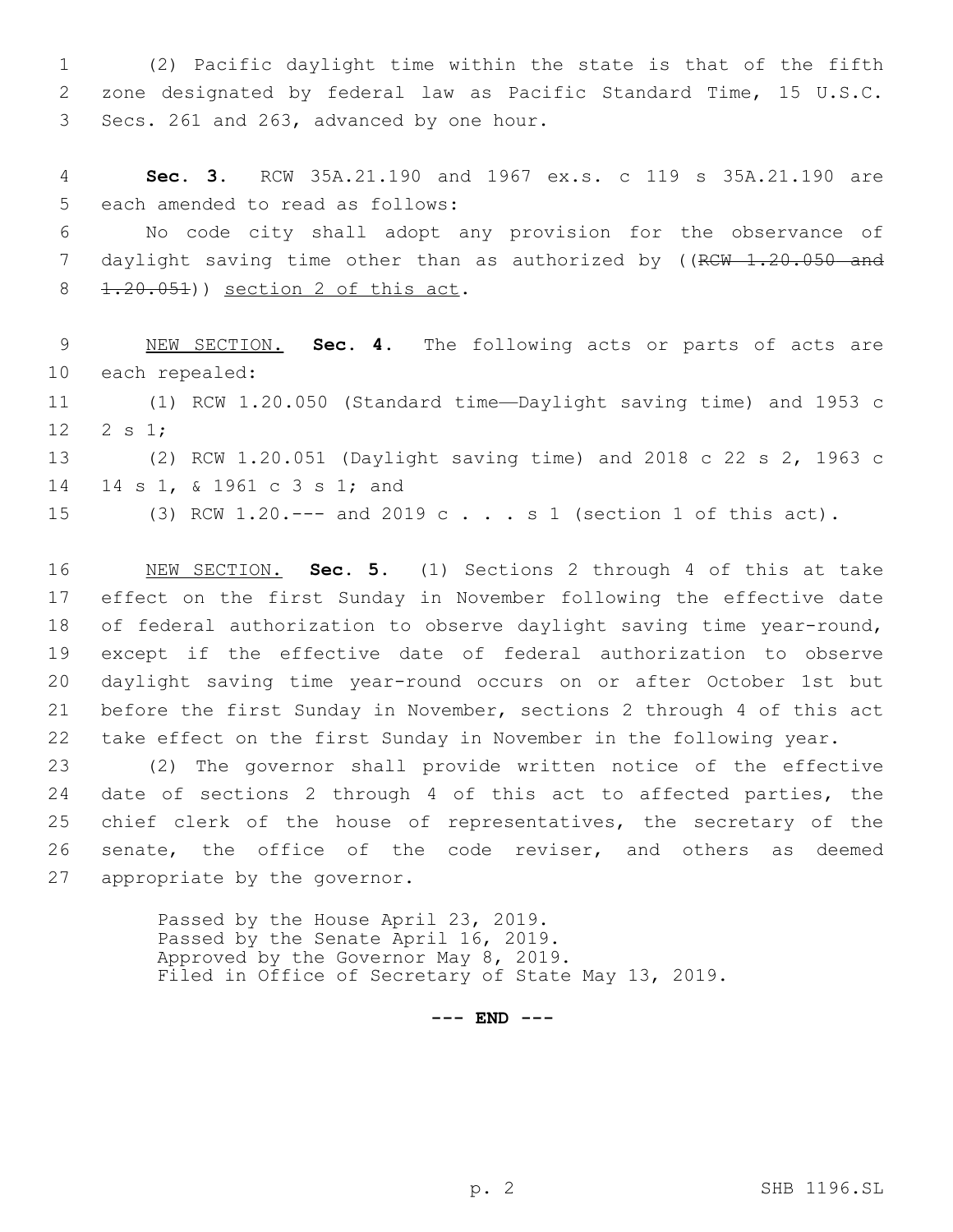(2) Pacific daylight time within the state is that of the fifth zone designated by federal law as Pacific Standard Time, 15 U.S.C. Secs. 261 and 263, advanced by one hour.

**Sec. 3.** RCW 35A.21.190 and 1967 ex.s. c 119 s 35A.21.190 are each amended to read as follows:

No code city shall adopt any provision for the observance of daylight saving time other than as authorized by ((~~RCW 1.20.050 and 1.20.051~~)) <u>section 2 of this act</u>.

<u>NEW SECTION.</u> **Sec. 4.** The following acts or parts of acts are each repealed:

(1) RCW 1.20.050 (Standard time—Daylight saving time) and 1953 c 2 s 1;

(2) RCW 1.20.051 (Daylight saving time) and 2018 c 22 s 2, 1963 c 14 s 1, & 1961 c 3 s 1; and

(3) RCW 1.20.--- and 2019 c . . . s 1 (section 1 of this act).

<u>NEW SECTION.</u> **Sec. 5.** (1) Sections 2 through 4 of this at take effect on the first Sunday in November following the effective date of federal authorization to observe daylight saving time year-round, except if the effective date of federal authorization to observe daylight saving time year-round occurs on or after October 1st but before the first Sunday in November, sections 2 through 4 of this act take effect on the first Sunday in November in the following year.

(2) The governor shall provide written notice of the effective date of sections 2 through 4 of this act to affected parties, the chief clerk of the house of representatives, the secretary of the senate, the office of the code reviser, and others as deemed appropriate by the governor.

Passed by the House April 23, 2019.
Passed by the Senate April 16, 2019.
Approved by the Governor May 8, 2019.
Filed in Office of Secretary of State May 13, 2019.

**--- END ---**